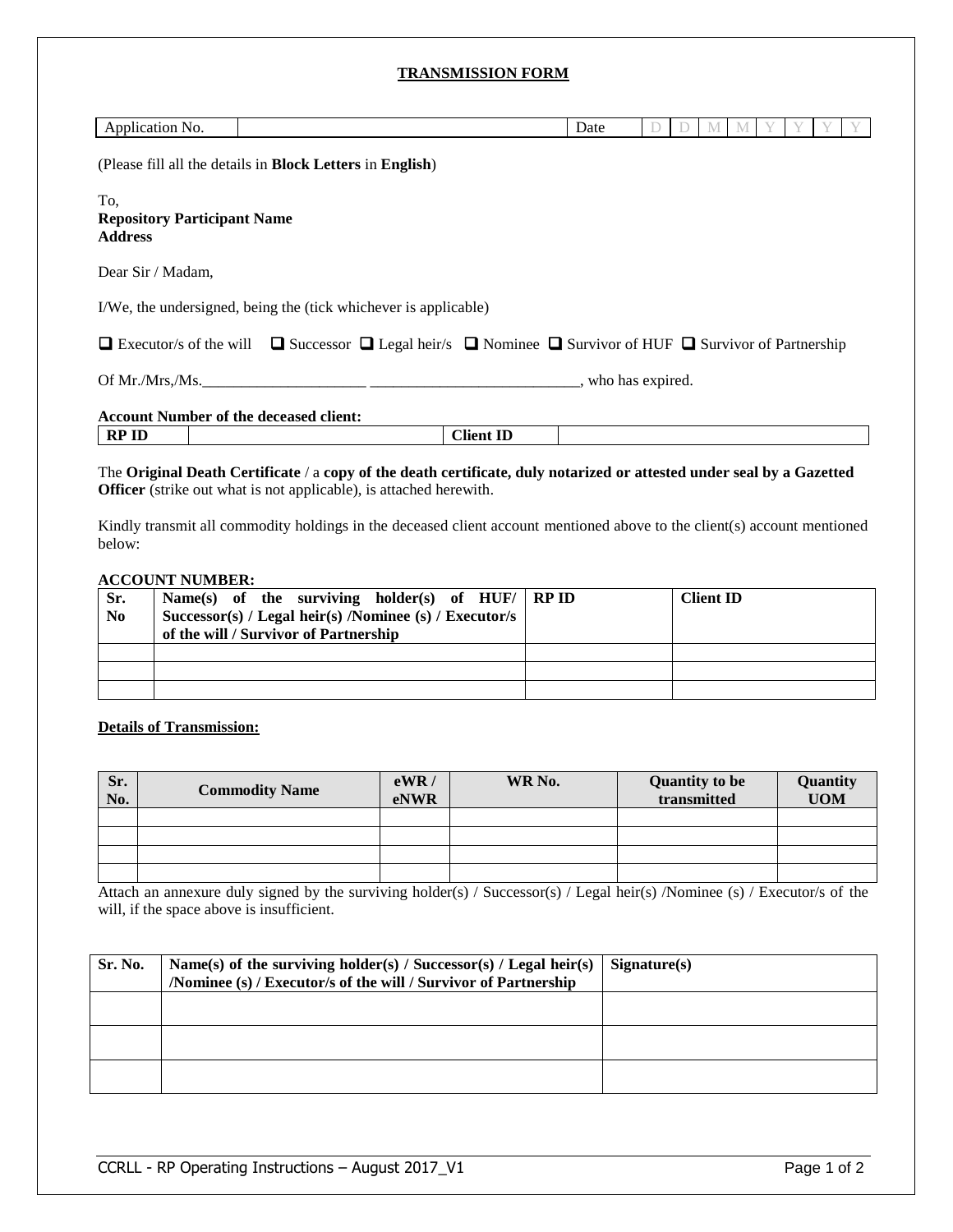# TRANSMISSION FORM

| Application No. | | Date | D | D | M | M | Y | Y | Y | Y |
|---|---|---|---|---|---|---|---|---|---|---|

(Please fill all the details in **Block Letters** in **English**)

To,
**Repository Participant Name**
**Address**

Dear Sir / Madam,

I/We, the undersigned, being the (tick whichever is applicable)

☐ Executor/s of the will ☐ Successor ☐ Legal heir/s ☐ Nominee ☐ Survivor of HUF ☐ Survivor of Partnership

Of Mr./Mrs,/Ms.\_\_\_\_\_\_\_\_\_\_\_\_\_\_\_\_\_\_\_\_\_ \_\_\_\_\_\_\_\_\_\_\_\_\_\_\_\_\_\_\_\_\_\_\_\_\_\_\_, who has expired.

**Account Number of the deceased client:**

| RP ID | | Client ID | |
|---|---|---|---|

The **Original Death Certificate** / a **copy of the death certificate, duly notarized or attested under seal by a Gazetted Officer** (strike out what is not applicable), is attached herewith.

Kindly transmit all commodity holdings in the deceased client account mentioned above to the client(s) account mentioned below:

**ACCOUNT NUMBER:**

| Sr. No | Name(s) of the surviving holder(s) of HUF/ Successor(s) / Legal heir(s) /Nominee (s) / Executor/s of the will / Survivor of Partnership | RP ID | Client ID |
|---|---|---|---|
| | | | |
| | | | |
| | | | |

**Details of Transmission:**

| Sr. No. | Commodity Name | eWR / eNWR | WR No. | Quantity to be transmitted | Quantity UOM |
|---|---|---|---|---|---|
| | | | | | |
| | | | | | |
| | | | | | |
| | | | | | |

Attach an annexure duly signed by the surviving holder(s) / Successor(s) / Legal heir(s) /Nominee (s) / Executor/s of the will, if the space above is insufficient.

| Sr. No. | Name(s) of the surviving holder(s) / Successor(s) / Legal heir(s) /Nominee (s) / Executor/s of the will / Survivor of Partnership | Signature(s) |
|---|---|---|
| | | |
| | | |
| | | |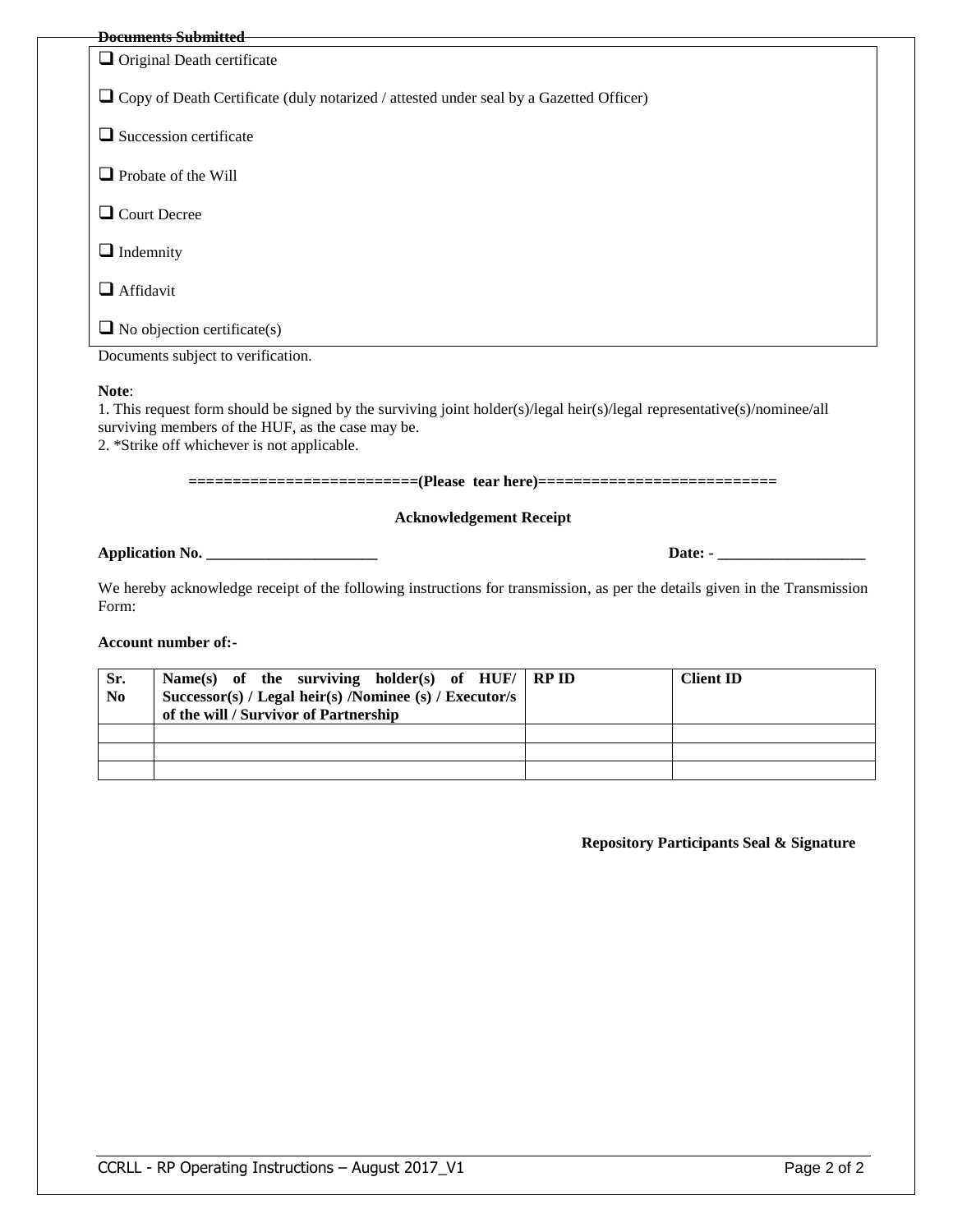**Documents Submitted**

- ☐ Original Death certificate
- ☐ Copy of Death Certificate (duly notarized / attested under seal by a Gazetted Officer)
- ☐ Succession certificate
- ☐ Probate of the Will
- ☐ Court Decree
- ☐ Indemnity
- ☐ Affidavit
- ☐ No objection certificate(s)

Documents subject to verification.

**Note**:
1. This request form should be signed by the surviving joint holder(s)/legal heir(s)/legal representative(s)/nominee/all surviving members of the HUF, as the case may be.
2. *Strike off whichever is not applicable.

=========================**(Please tear here)**==========================

**Acknowledgement Receipt**

**Application No. _____________________** **Date: - __________________**

We hereby acknowledge receipt of the following instructions for transmission, as per the details given in the Transmission Form:

**Account number of:-**

| **Sr. No** | **Name(s) of the surviving holder(s) of HUF/ Successor(s) / Legal heir(s) /Nominee (s) / Executor/s of the will / Survivor of Partnership** | **RP ID** | **Client ID** |
|---|---|---|---|
| | | | |
| | | | |
| | | | |

**Repository Participants Seal & Signature**

CCRLL - RP Operating Instructions – August 2017_V1